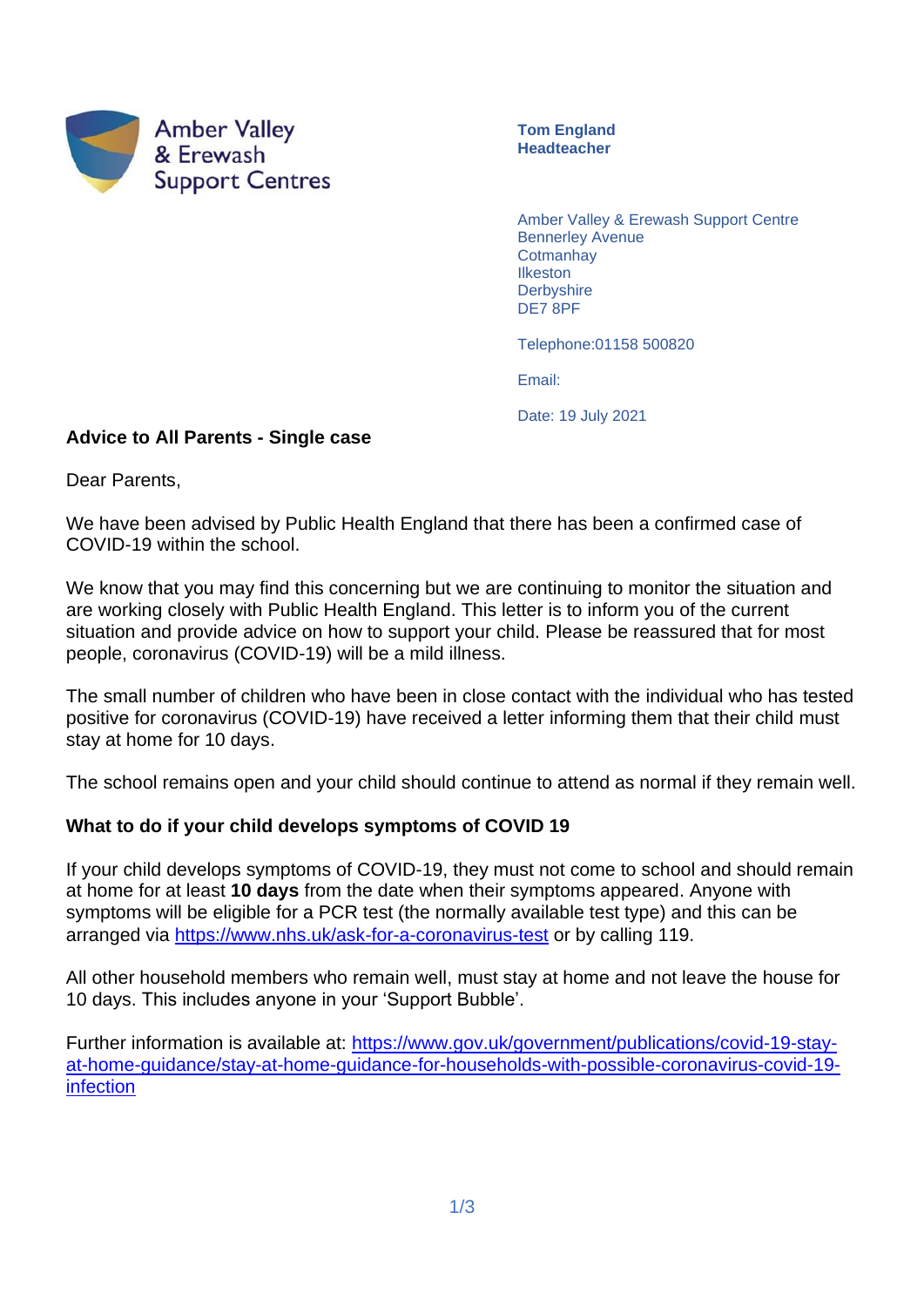Amber Valley & Erewash Support Centres

**Tom England**
**Headteacher**

Amber Valley & Erewash Support Centre
Bennerley Avenue
Cotmanhay
Ilkeston
Derbyshire
DE7 8PF

Telephone:01158 500820

Email:

Date: 19 July 2021

## Advice to All Parents - Single case

Dear Parents,

We have been advised by Public Health England that there has been a confirmed case of COVID-19 within the school.

We know that you may find this concerning but we are continuing to monitor the situation and are working closely with Public Health England. This letter is to inform you of the current situation and provide advice on how to support your child. Please be reassured that for most people, coronavirus (COVID-19) will be a mild illness.

The small number of children who have been in close contact with the individual who has tested positive for coronavirus (COVID-19) have received a letter informing them that their child must stay at home for 10 days.

The school remains open and your child should continue to attend as normal if they remain well.

### What to do if your child develops symptoms of COVID 19

If your child develops symptoms of COVID-19, they must not come to school and should remain at home for at least **10 days** from the date when their symptoms appeared. Anyone with symptoms will be eligible for a PCR test (the normally available test type) and this can be arranged via https://www.nhs.uk/ask-for-a-coronavirus-test or by calling 119.

All other household members who remain well, must stay at home and not leave the house for 10 days. This includes anyone in your 'Support Bubble'.

Further information is available at: https://www.gov.uk/government/publications/covid-19-stay-at-home-guidance/stay-at-home-guidance-for-households-with-possible-coronavirus-covid-19-infection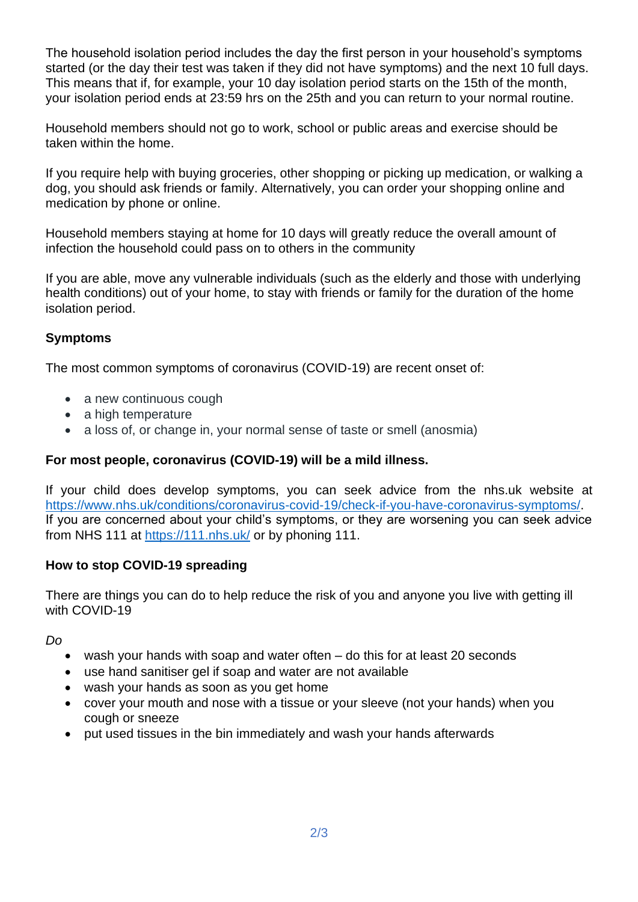The household isolation period includes the day the first person in your household's symptoms started (or the day their test was taken if they did not have symptoms) and the next 10 full days. This means that if, for example, your 10 day isolation period starts on the 15th of the month, your isolation period ends at 23:59 hrs on the 25th and you can return to your normal routine.

Household members should not go to work, school or public areas and exercise should be taken within the home.

If you require help with buying groceries, other shopping or picking up medication, or walking a dog, you should ask friends or family. Alternatively, you can order your shopping online and medication by phone or online.

Household members staying at home for 10 days will greatly reduce the overall amount of infection the household could pass on to others in the community

If you are able, move any vulnerable individuals (such as the elderly and those with underlying health conditions) out of your home, to stay with friends or family for the duration of the home isolation period.

**Symptoms**

The most common symptoms of coronavirus (COVID-19) are recent onset of:

- a new continuous cough
- a high temperature
- a loss of, or change in, your normal sense of taste or smell (anosmia)

**For most people, coronavirus (COVID-19) will be a mild illness.**

If your child does develop symptoms, you can seek advice from the nhs.uk website at https://www.nhs.uk/conditions/coronavirus-covid-19/check-if-you-have-coronavirus-symptoms/. If you are concerned about your child's symptoms, or they are worsening you can seek advice from NHS 111 at https://111.nhs.uk/ or by phoning 111.

**How to stop COVID-19 spreading**

There are things you can do to help reduce the risk of you and anyone you live with getting ill with COVID-19

*Do*

- wash your hands with soap and water often – do this for at least 20 seconds
- use hand sanitiser gel if soap and water are not available
- wash your hands as soon as you get home
- cover your mouth and nose with a tissue or your sleeve (not your hands) when you cough or sneeze
- put used tissues in the bin immediately and wash your hands afterwards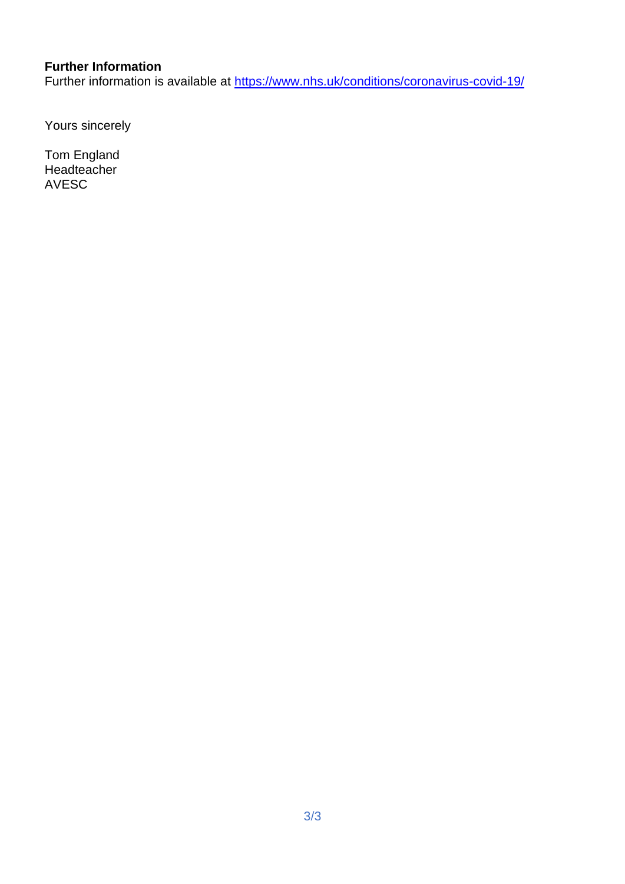**Further Information**

Further information is available at [https://www.nhs.uk/conditions/coronavirus-covid-19/](https://www.nhs.uk/conditions/coronavirus-covid-19/)

Yours sincerely

Tom England
Headteacher
AVESC